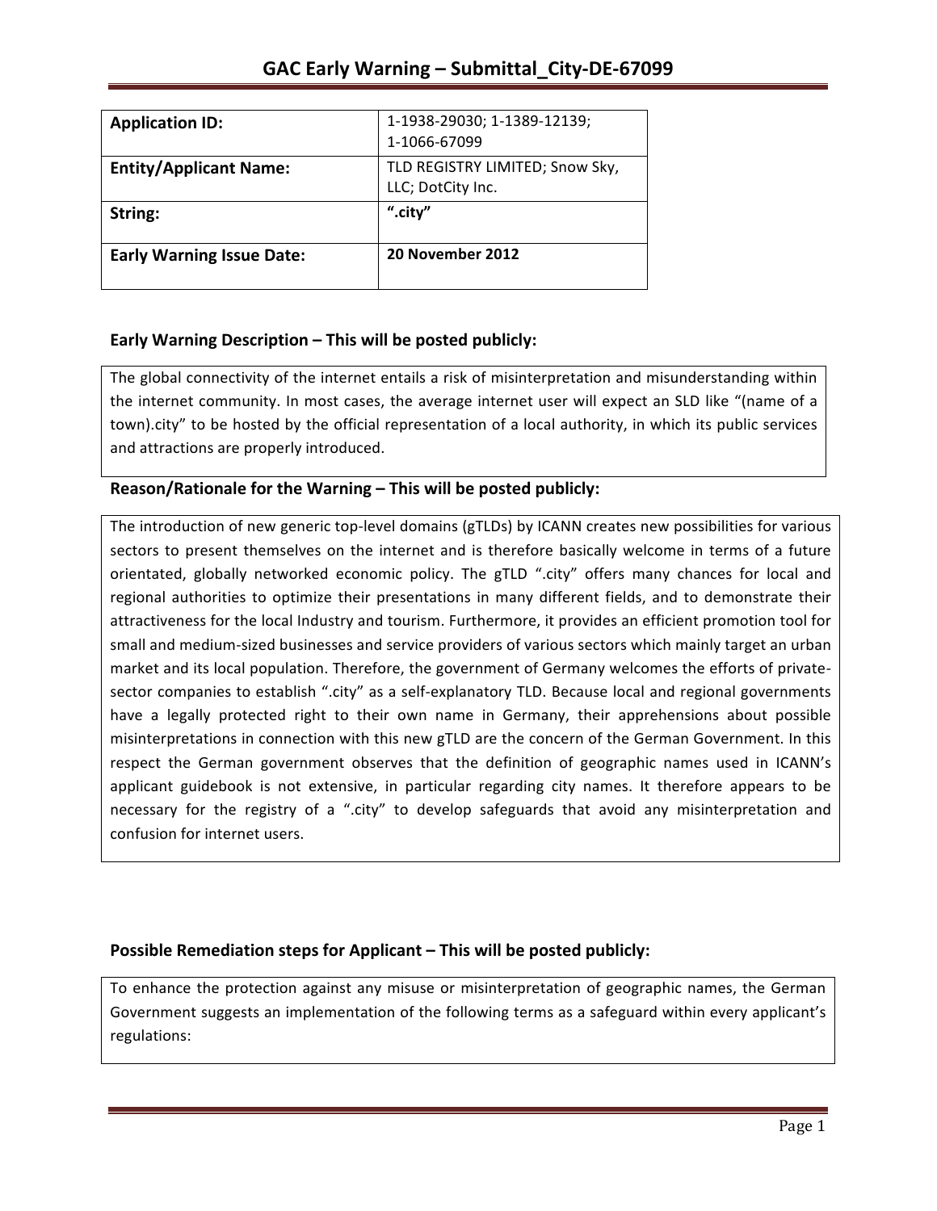# GAC Early Warning – Submittal_City-DE-67099

| Application ID: | 1-1938-29030; 1-1389-12139; 1-1066-67099 |
|---|---|
| **Entity/Applicant Name:** | TLD REGISTRY LIMITED; Snow Sky, LLC; DotCity Inc. |
| **String:** | **".city"** |
| **Early Warning Issue Date:** | **20 November 2012** |

## Early Warning Description – This will be posted publicly:

The global connectivity of the internet entails a risk of misinterpretation and misunderstanding within the internet community. In most cases, the average internet user will expect an SLD like "(name of a town).city" to be hosted by the official representation of a local authority, in which its public services and attractions are properly introduced.

## Reason/Rationale for the Warning – This will be posted publicly:

The introduction of new generic top-level domains (gTLDs) by ICANN creates new possibilities for various sectors to present themselves on the internet and is therefore basically welcome in terms of a future orientated, globally networked economic policy. The gTLD ".city" offers many chances for local and regional authorities to optimize their presentations in many different fields, and to demonstrate their attractiveness for the local Industry and tourism. Furthermore, it provides an efficient promotion tool for small and medium-sized businesses and service providers of various sectors which mainly target an urban market and its local population. Therefore, the government of Germany welcomes the efforts of private-sector companies to establish ".city" as a self-explanatory TLD. Because local and regional governments have a legally protected right to their own name in Germany, their apprehensions about possible misinterpretations in connection with this new gTLD are the concern of the German Government. In this respect the German government observes that the definition of geographic names used in ICANN's applicant guidebook is not extensive, in particular regarding city names. It therefore appears to be necessary for the registry of a ".city" to develop safeguards that avoid any misinterpretation and confusion for internet users.

## Possible Remediation steps for Applicant – This will be posted publicly:

To enhance the protection against any misuse or misinterpretation of geographic names, the German Government suggests an implementation of the following terms as a safeguard within every applicant's regulations: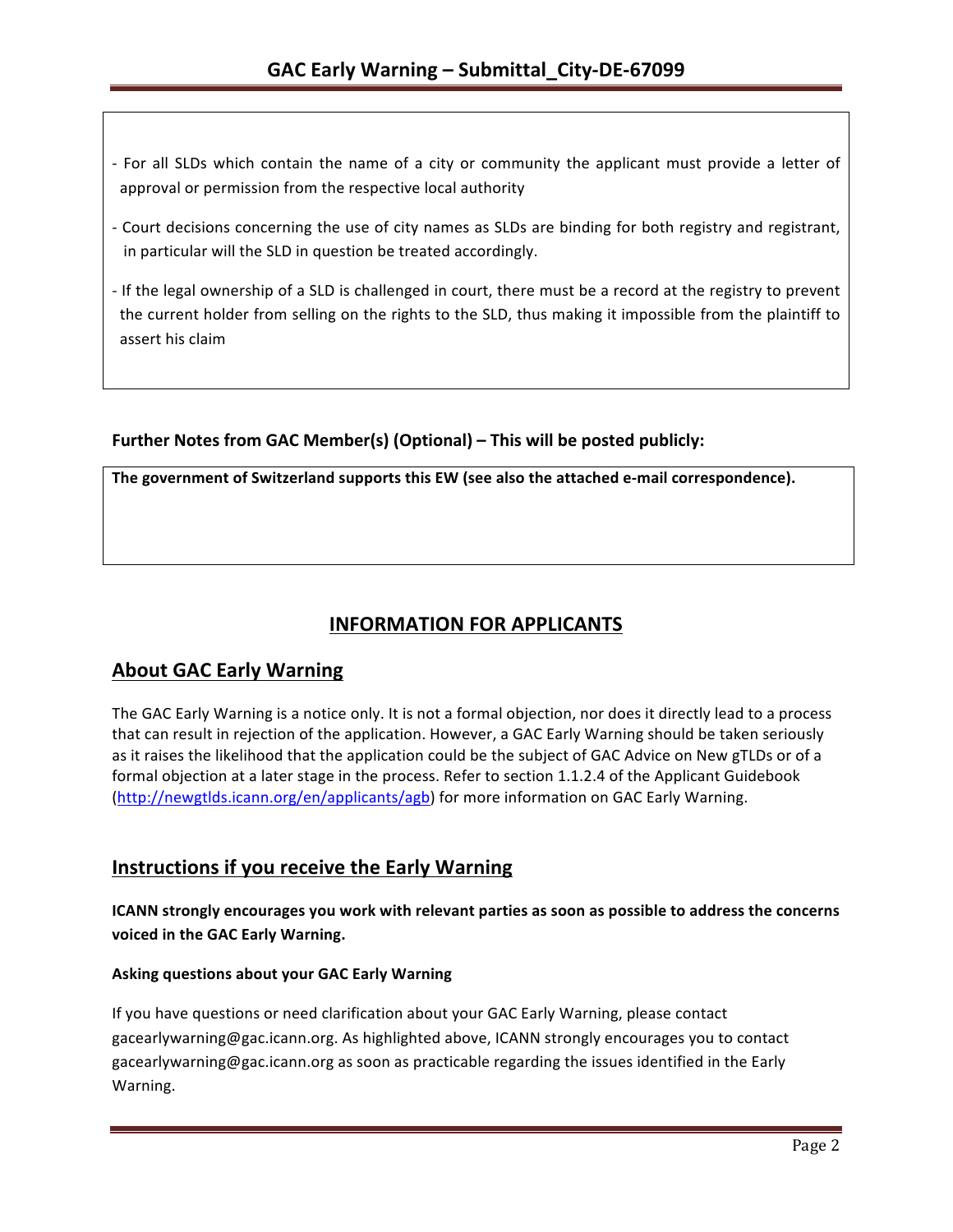- For all SLDs which contain the name of a city or community the applicant must provide a letter of approval or permission from the respective local authority
- Court decisions concerning the use of city names as SLDs are binding for both registry and registrant, in particular will the SLD in question be treated accordingly.
- If the legal ownership of a SLD is challenged in court, there must be a record at the registry to prevent the current holder from selling on the rights to the SLD, thus making it impossible from the plaintiff to assert his claim

**Further Notes from GAC Member(s) (Optional) – This will be posted publicly:**

**The government of Switzerland supports this EW (see also the attached e-mail correspondence).**

## INFORMATION FOR APPLICANTS

## About GAC Early Warning

The GAC Early Warning is a notice only. It is not a formal objection, nor does it directly lead to a process that can result in rejection of the application. However, a GAC Early Warning should be taken seriously as it raises the likelihood that the application could be the subject of GAC Advice on New gTLDs or of a formal objection at a later stage in the process. Refer to section 1.1.2.4 of the Applicant Guidebook (http://newgtlds.icann.org/en/applicants/agb) for more information on GAC Early Warning.

## Instructions if you receive the Early Warning

**ICANN strongly encourages you work with relevant parties as soon as possible to address the concerns voiced in the GAC Early Warning.**

### Asking questions about your GAC Early Warning

If you have questions or need clarification about your GAC Early Warning, please contact gacearlywarning@gac.icann.org. As highlighted above, ICANN strongly encourages you to contact gacearlywarning@gac.icann.org as soon as practicable regarding the issues identified in the Early Warning.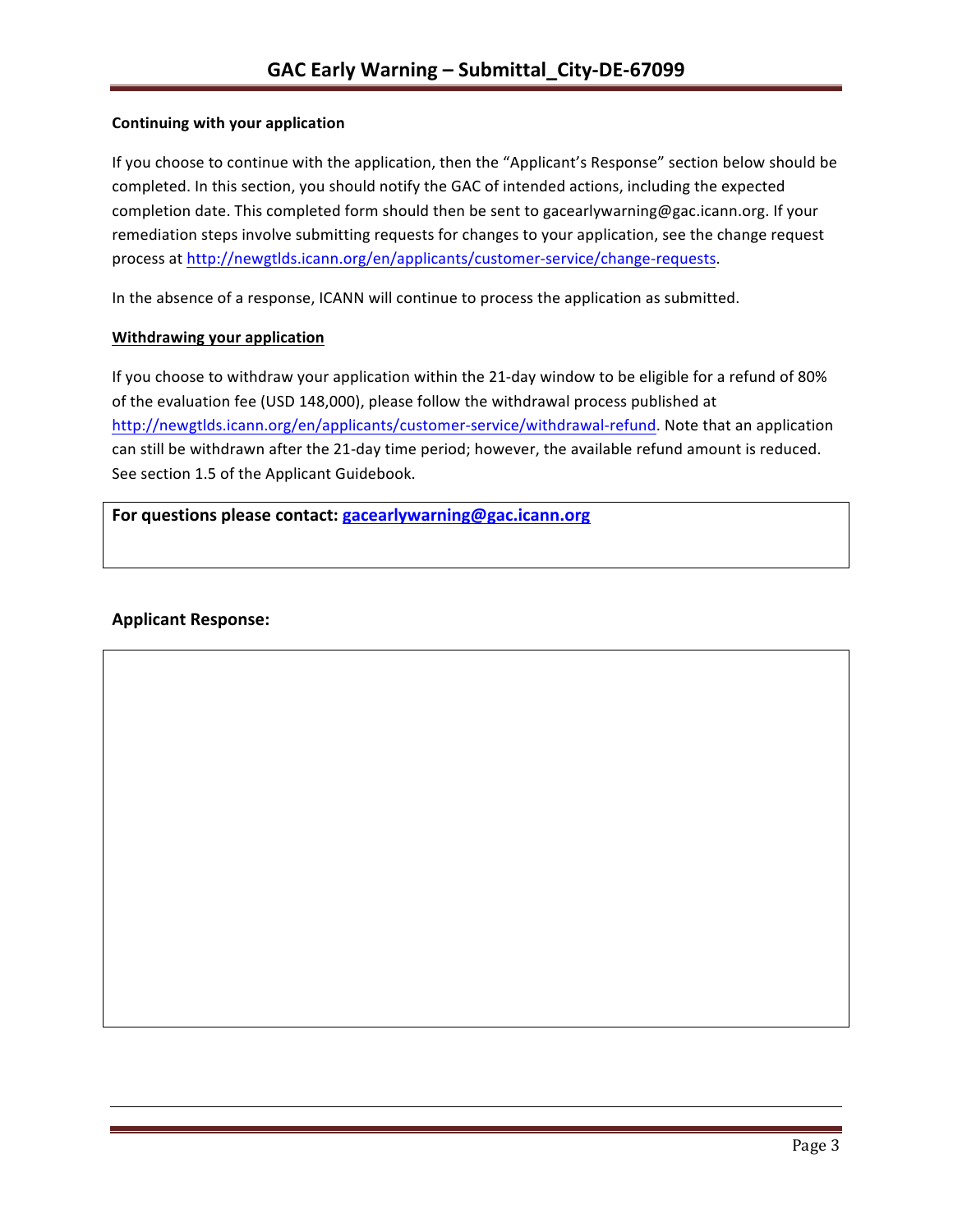**Continuing with your application**

If you choose to continue with the application, then the "Applicant's Response" section below should be completed. In this section, you should notify the GAC of intended actions, including the expected completion date. This completed form should then be sent to gacearlywarning@gac.icann.org. If your remediation steps involve submitting requests for changes to your application, see the change request process at http://newgtlds.icann.org/en/applicants/customer-service/change-requests.

In the absence of a response, ICANN will continue to process the application as submitted.

**Withdrawing your application**

If you choose to withdraw your application within the 21-day window to be eligible for a refund of 80% of the evaluation fee (USD 148,000), please follow the withdrawal process published at http://newgtlds.icann.org/en/applicants/customer-service/withdrawal-refund. Note that an application can still be withdrawn after the 21-day time period; however, the available refund amount is reduced. See section 1.5 of the Applicant Guidebook.

**For questions please contact: gacearlywarning@gac.icann.org**

## Applicant Response: